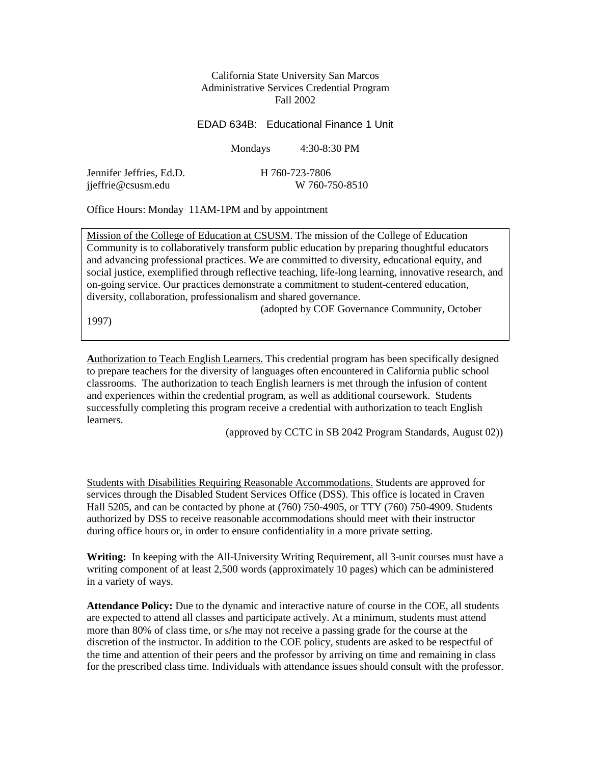California State University San Marcos
Administrative Services Credential Program
Fall 2002

EDAD 634B: Educational Finance 1 Unit

Mondays 4:30-8:30 PM

Jennifer Jeffries, Ed.D. H 760-723-7806
jjeffrie@csusm.edu W 760-750-8510

Office Hours: Monday 11AM-1PM and by appointment

Mission of the College of Education at CSUSM. The mission of the College of Education Community is to collaboratively transform public education by preparing thoughtful educators and advancing professional practices. We are committed to diversity, educational equity, and social justice, exemplified through reflective teaching, life-long learning, innovative research, and on-going service. Our practices demonstrate a commitment to student-centered education, diversity, collaboration, professionalism and shared governance.
(adopted by COE Governance Community, October 1997)

**A**uthorization to Teach English Learners. This credential program has been specifically designed to prepare teachers for the diversity of languages often encountered in California public school classrooms. The authorization to teach English learners is met through the infusion of content and experiences within the credential program, as well as additional coursework. Students successfully completing this program receive a credential with authorization to teach English learners.
(approved by CCTC in SB 2042 Program Standards, August 02))

Students with Disabilities Requiring Reasonable Accommodations. Students are approved for services through the Disabled Student Services Office (DSS). This office is located in Craven Hall 5205, and can be contacted by phone at (760) 750-4905, or TTY (760) 750-4909. Students authorized by DSS to receive reasonable accommodations should meet with their instructor during office hours or, in order to ensure confidentiality in a more private setting.

**Writing:** In keeping with the All-University Writing Requirement, all 3-unit courses must have a writing component of at least 2,500 words (approximately 10 pages) which can be administered in a variety of ways.

**Attendance Policy:** Due to the dynamic and interactive nature of course in the COE, all students are expected to attend all classes and participate actively. At a minimum, students must attend more than 80% of class time, or s/he may not receive a passing grade for the course at the discretion of the instructor. In addition to the COE policy, students are asked to be respectful of the time and attention of their peers and the professor by arriving on time and remaining in class for the prescribed class time. Individuals with attendance issues should consult with the professor.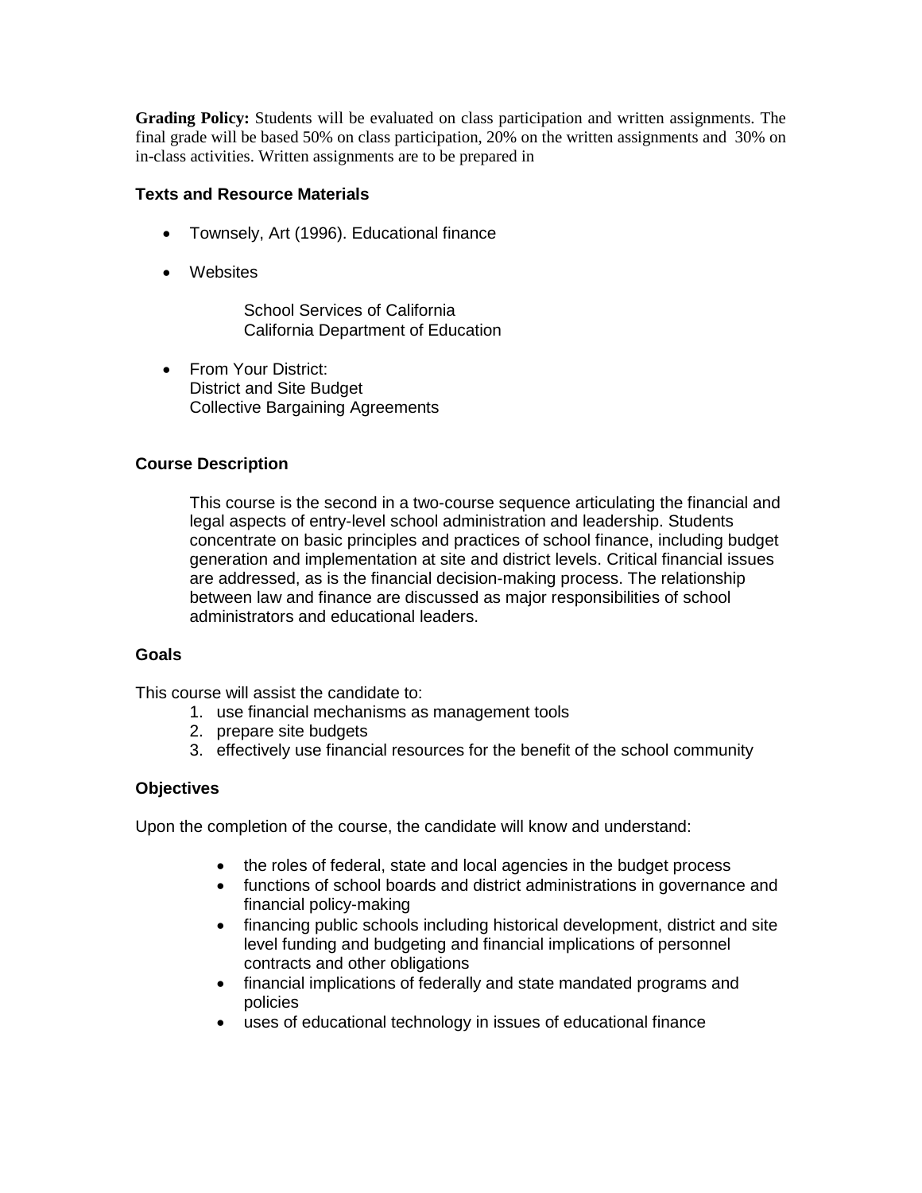**Grading Policy:** Students will be evaluated on class participation and written assignments. The final grade will be based 50% on class participation, 20% on the written assignments and 30% on in-class activities. Written assignments are to be prepared in

### Texts and Resource Materials

- Townsely, Art (1996). Educational finance
- Websites

  School Services of California
  California Department of Education

- From Your District:
  District and Site Budget
  Collective Bargaining Agreements

### Course Description

This course is the second in a two-course sequence articulating the financial and legal aspects of entry-level school administration and leadership. Students concentrate on basic principles and practices of school finance, including budget generation and implementation at site and district levels. Critical financial issues are addressed, as is the financial decision-making process. The relationship between law and finance are discussed as major responsibilities of school administrators and educational leaders.

### Goals

This course will assist the candidate to:

1. use financial mechanisms as management tools
2. prepare site budgets
3. effectively use financial resources for the benefit of the school community

### Objectives

Upon the completion of the course, the candidate will know and understand:

- the roles of federal, state and local agencies in the budget process
- functions of school boards and district administrations in governance and financial policy-making
- financing public schools including historical development, district and site level funding and budgeting and financial implications of personnel contracts and other obligations
- financial implications of federally and state mandated programs and policies
- uses of educational technology in issues of educational finance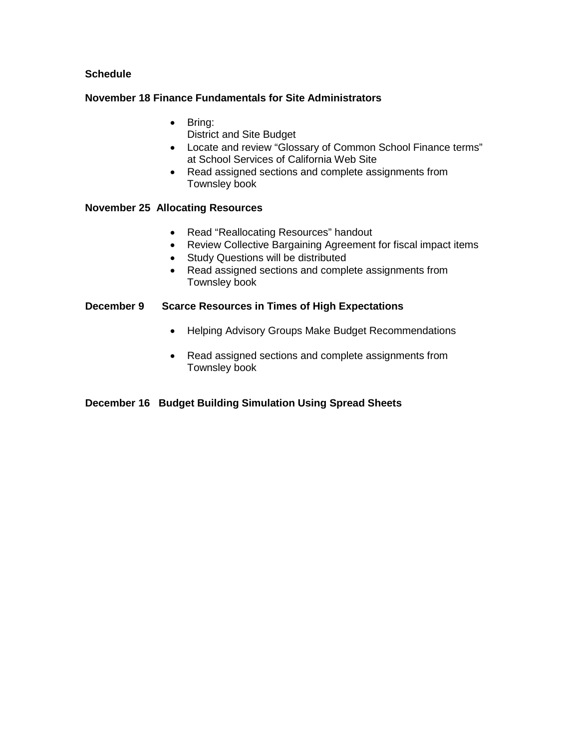**Schedule**

**November 18 Finance Fundamentals for Site Administrators**

- Bring:
  District and Site Budget
- Locate and review "Glossary of Common School Finance terms" at School Services of California Web Site
- Read assigned sections and complete assignments from Townsley book

**November 25 Allocating Resources**

- Read "Reallocating Resources" handout
- Review Collective Bargaining Agreement for fiscal impact items
- Study Questions will be distributed
- Read assigned sections and complete assignments from Townsley book

**December 9 Scarce Resources in Times of High Expectations**

- Helping Advisory Groups Make Budget Recommendations
- Read assigned sections and complete assignments from Townsley book

**December 16 Budget Building Simulation Using Spread Sheets**